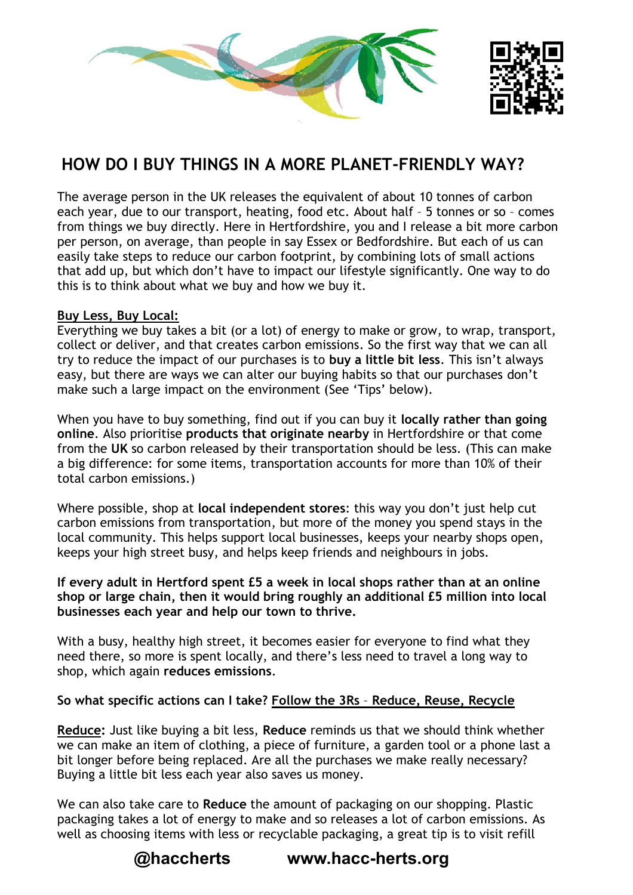# HOW DO I BUY THINGS IN A MORE PLANET-FRIENDLY WAY?

The average person in the UK releases the equivalent of about 10 tonnes of carbon each year, due to our transport, heating, food etc. About half – 5 tonnes or so – comes from things we buy directly. Here in Hertfordshire, you and I release a bit more carbon per person, on average, than people in say Essex or Bedfordshire. But each of us can easily take steps to reduce our carbon footprint, by combining lots of small actions that add up, but which don't have to impact our lifestyle significantly. One way to do this is to think about what we buy and how we buy it.

**Buy Less, Buy Local:**

Everything we buy takes a bit (or a lot) of energy to make or grow, to wrap, transport, collect or deliver, and that creates carbon emissions. So the first way that we can all try to reduce the impact of our purchases is to **buy a little bit less**. This isn't always easy, but there are ways we can alter our buying habits so that our purchases don't make such a large impact on the environment (See 'Tips' below).

When you have to buy something, find out if you can buy it **locally rather than going online**. Also prioritise **products that originate nearby** in Hertfordshire or that come from the **UK** so carbon released by their transportation should be less. (This can make a big difference: for some items, transportation accounts for more than 10% of their total carbon emissions.)

Where possible, shop at **local independent stores**: this way you don't just help cut carbon emissions from transportation, but more of the money you spend stays in the local community. This helps support local businesses, keeps your nearby shops open, keeps your high street busy, and helps keep friends and neighbours in jobs.

**If every adult in Hertford spent £5 a week in local shops rather than at an online shop or large chain, then it would bring roughly an additional £5 million into local businesses each year and help our town to thrive.**

With a busy, healthy high street, it becomes easier for everyone to find what they need there, so more is spent locally, and there's less need to travel a long way to shop, which again **reduces emissions**.

**So what specific actions can I take? Follow the 3Rs – Reduce, Reuse, Recycle**

**Reduce:** Just like buying a bit less, **Reduce** reminds us that we should think whether we can make an item of clothing, a piece of furniture, a garden tool or a phone last a bit longer before being replaced. Are all the purchases we make really necessary? Buying a little bit less each year also saves us money.

We can also take care to **Reduce** the amount of packaging on our shopping. Plastic packaging takes a lot of energy to make and so releases a lot of carbon emissions. As well as choosing items with less or recyclable packaging, a great tip is to visit refill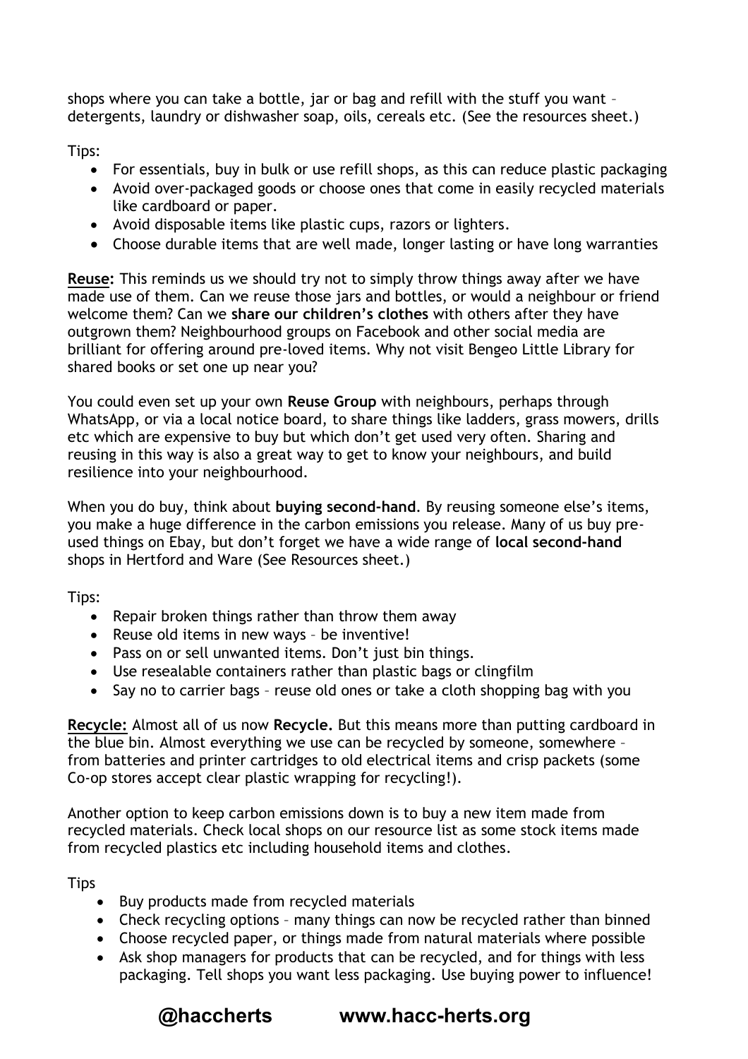shops where you can take a bottle, jar or bag and refill with the stuff you want – detergents, laundry or dishwasher soap, oils, cereals etc. (See the resources sheet.)

Tips:

- For essentials, buy in bulk or use refill shops, as this can reduce plastic packaging
- Avoid over-packaged goods or choose ones that come in easily recycled materials like cardboard or paper.
- Avoid disposable items like plastic cups, razors or lighters.
- Choose durable items that are well made, longer lasting or have long warranties

**Reuse:** This reminds us we should try not to simply throw things away after we have made use of them. Can we reuse those jars and bottles, or would a neighbour or friend welcome them? Can we **share our children's clothes** with others after they have outgrown them? Neighbourhood groups on Facebook and other social media are brilliant for offering around pre-loved items. Why not visit Bengeo Little Library for shared books or set one up near you?

You could even set up your own **Reuse Group** with neighbours, perhaps through WhatsApp, or via a local notice board, to share things like ladders, grass mowers, drills etc which are expensive to buy but which don't get used very often. Sharing and reusing in this way is also a great way to get to know your neighbours, and build resilience into your neighbourhood.

When you do buy, think about **buying second-hand**. By reusing someone else's items, you make a huge difference in the carbon emissions you release. Many of us buy pre-used things on Ebay, but don't forget we have a wide range of **local second-hand** shops in Hertford and Ware (See Resources sheet.)

Tips:

- Repair broken things rather than throw them away
- Reuse old items in new ways – be inventive!
- Pass on or sell unwanted items. Don't just bin things.
- Use resealable containers rather than plastic bags or clingfilm
- Say no to carrier bags – reuse old ones or take a cloth shopping bag with you

**Recycle:** Almost all of us now **Recycle.** But this means more than putting cardboard in the blue bin. Almost everything we use can be recycled by someone, somewhere – from batteries and printer cartridges to old electrical items and crisp packets (some Co-op stores accept clear plastic wrapping for recycling!).

Another option to keep carbon emissions down is to buy a new item made from recycled materials. Check local shops on our resource list as some stock items made from recycled plastics etc including household items and clothes.

Tips

- Buy products made from recycled materials
- Check recycling options – many things can now be recycled rather than binned
- Choose recycled paper, or things made from natural materials where possible
- Ask shop managers for products that can be recycled, and for things with less packaging. Tell shops you want less packaging. Use buying power to influence!

**@haccherts** **www.hacc-herts.org**